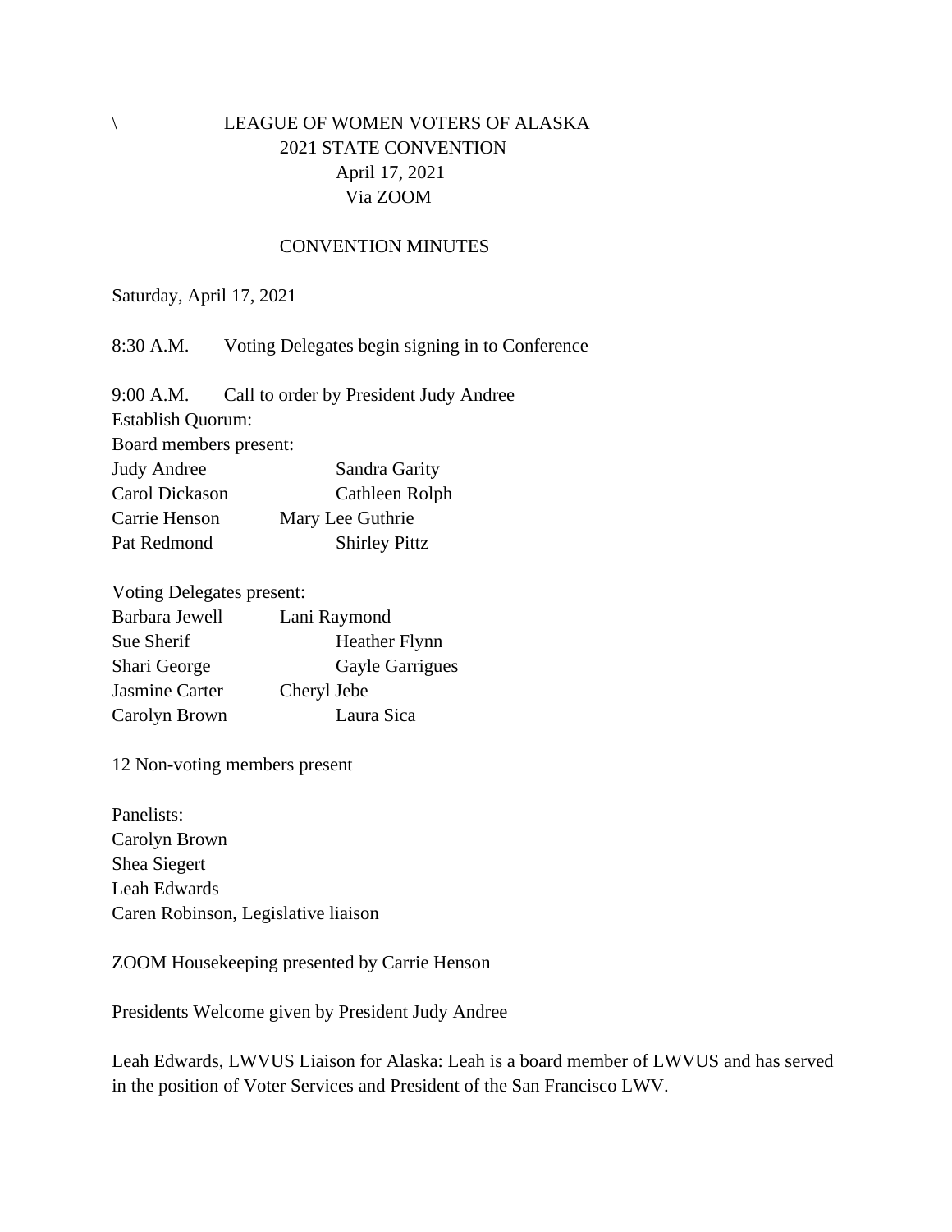\ LEAGUE OF WOMEN VOTERS OF ALASKA
2021 STATE CONVENTION
April 17, 2021
Via ZOOM

CONVENTION MINUTES

Saturday, April 17, 2021

8:30 A.M. Voting Delegates begin signing in to Conference

9:00 A.M. Call to order by President Judy Andree

Establish Quorum:

Board members present:

| | |
|---|---|
| Judy Andree | Sandra Garity |
| Carol Dickason | Cathleen Rolph |
| Carrie Henson | Mary Lee Guthrie |
| Pat Redmond | Shirley Pittz |

Voting Delegates present:

| | |
|---|---|
| Barbara Jewell | Lani Raymond |
| Sue Sherif | Heather Flynn |
| Shari George | Gayle Garrigues |
| Jasmine Carter | Cheryl Jebe |
| Carolyn Brown | Laura Sica |

12 Non-voting members present

Panelists:
Carolyn Brown
Shea Siegert
Leah Edwards
Caren Robinson, Legislative liaison

ZOOM Housekeeping presented by Carrie Henson

Presidents Welcome given by President Judy Andree

Leah Edwards, LWVUS Liaison for Alaska: Leah is a board member of LWVUS and has served in the position of Voter Services and President of the San Francisco LWV.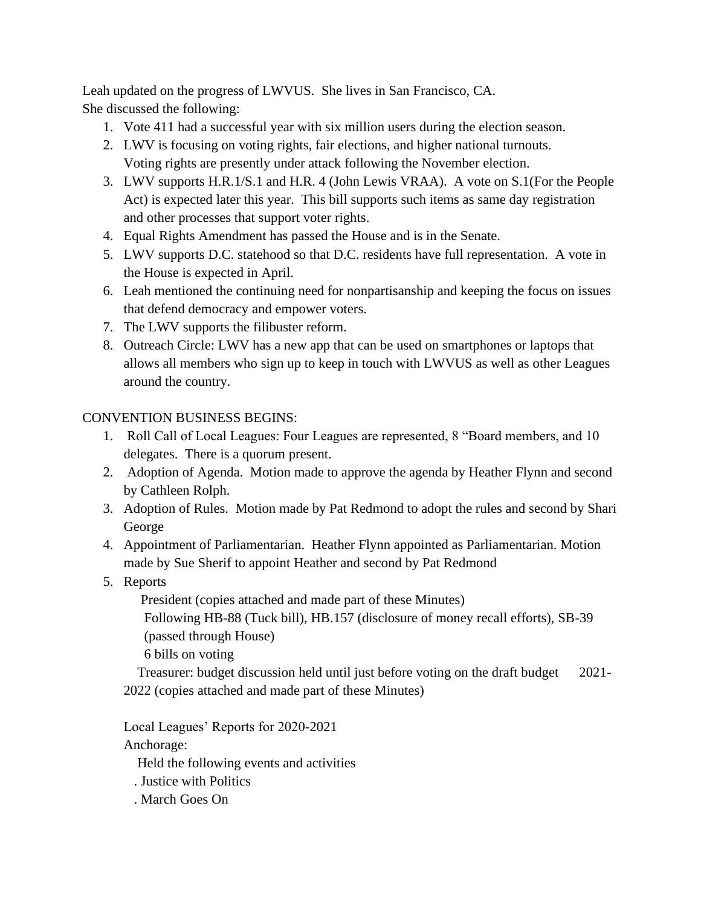Leah updated on the progress of LWVUS. She lives in San Francisco, CA.
She discussed the following:

1. Vote 411 had a successful year with six million users during the election season.
2. LWV is focusing on voting rights, fair elections, and higher national turnouts. Voting rights are presently under attack following the November election.
3. LWV supports H.R.1/S.1 and H.R. 4 (John Lewis VRAA). A vote on S.1(For the People Act) is expected later this year. This bill supports such items as same day registration and other processes that support voter rights.
4. Equal Rights Amendment has passed the House and is in the Senate.
5. LWV supports D.C. statehood so that D.C. residents have full representation. A vote in the House is expected in April.
6. Leah mentioned the continuing need for nonpartisanship and keeping the focus on issues that defend democracy and empower voters.
7. The LWV supports the filibuster reform.
8. Outreach Circle: LWV has a new app that can be used on smartphones or laptops that allows all members who sign up to keep in touch with LWVUS as well as other Leagues around the country.

CONVENTION BUSINESS BEGINS:

1. Roll Call of Local Leagues: Four Leagues are represented, 8 "Board members, and 10 delegates. There is a quorum present.
2. Adoption of Agenda. Motion made to approve the agenda by Heather Flynn and second by Cathleen Rolph.
3. Adoption of Rules. Motion made by Pat Redmond to adopt the rules and second by Shari George
4. Appointment of Parliamentarian. Heather Flynn appointed as Parliamentarian. Motion made by Sue Sherif to appoint Heather and second by Pat Redmond
5. Reports

   President (copies attached and made part of these Minutes)
   Following HB-88 (Tuck bill), HB.157 (disclosure of money recall efforts), SB-39 (passed through House)
   6 bills on voting

   Treasurer: budget discussion held until just before voting on the draft budget 2021-2022 (copies attached and made part of these Minutes)

   Local Leagues' Reports for 2020-2021

   Anchorage:

   Held the following events and activities

   . Justice with Politics

   . March Goes On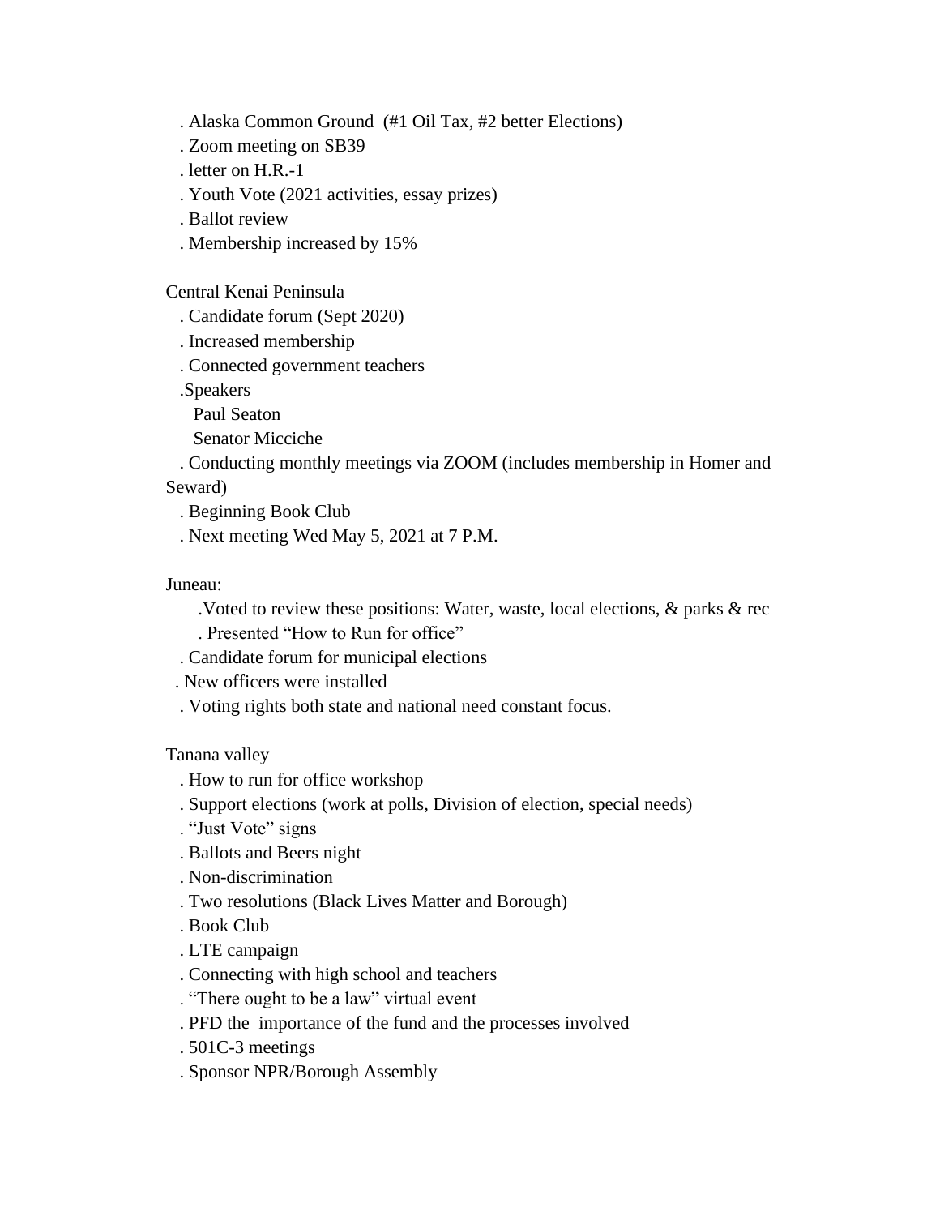. Alaska Common Ground (#1 Oil Tax, #2 better Elections)
. Zoom meeting on SB39
. letter on H.R.-1
. Youth Vote (2021 activities, essay prizes)
. Ballot review
. Membership increased by 15%

Central Kenai Peninsula
. Candidate forum (Sept 2020)
. Increased membership
. Connected government teachers
.Speakers
Paul Seaton
Senator Micciche
. Conducting monthly meetings via ZOOM (includes membership in Homer and Seward)
. Beginning Book Club
. Next meeting Wed May 5, 2021 at 7 P.M.

Juneau:
.Voted to review these positions: Water, waste, local elections, & parks & rec
. Presented "How to Run for office"
. Candidate forum for municipal elections
. New officers were installed
. Voting rights both state and national need constant focus.

Tanana valley
. How to run for office workshop
. Support elections (work at polls, Division of election, special needs)
. "Just Vote" signs
. Ballots and Beers night
. Non-discrimination
. Two resolutions (Black Lives Matter and Borough)
. Book Club
. LTE campaign
. Connecting with high school and teachers
. "There ought to be a law" virtual event
. PFD the importance of the fund and the processes involved
. 501C-3 meetings
. Sponsor NPR/Borough Assembly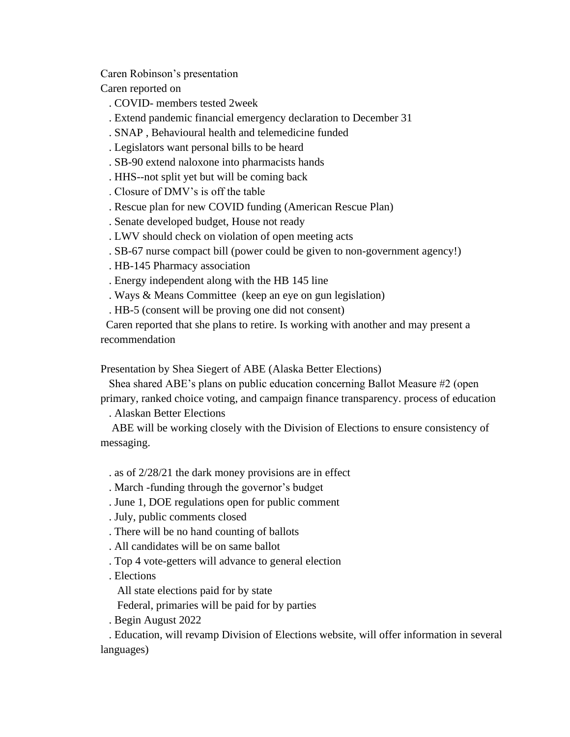Caren Robinson's presentation

Caren reported on

. COVID- members tested 2week
. Extend pandemic financial emergency declaration to December 31
. SNAP , Behavioural health and telemedicine funded
. Legislators want personal bills to be heard
. SB-90 extend naloxone into pharmacists hands
. HHS--not split yet but will be coming back
. Closure of DMV's is off the table
. Rescue plan for new COVID funding (American Rescue Plan)
. Senate developed budget, House not ready
. LWV should check on violation of open meeting acts
. SB-67 nurse compact bill (power could be given to non-government agency!)
. HB-145 Pharmacy association
. Energy independent along with the HB 145 line
. Ways & Means Committee (keep an eye on gun legislation)
. HB-5 (consent will be proving one did not consent)

Caren reported that she plans to retire. Is working with another and may present a recommendation

Presentation by Shea Siegert of ABE (Alaska Better Elections)

Shea shared ABE's plans on public education concerning Ballot Measure #2 (open primary, ranked choice voting, and campaign finance transparency. process of education

. Alaskan Better Elections

ABE will be working closely with the Division of Elections to ensure consistency of messaging.

. as of 2/28/21 the dark money provisions are in effect
. March -funding through the governor's budget
. June 1, DOE regulations open for public comment
. July, public comments closed
. There will be no hand counting of ballots
. All candidates will be on same ballot
. Top 4 vote-getters will advance to general election
. Elections
  All state elections paid for by state
  Federal, primaries will be paid for by parties
. Begin August 2022
. Education, will revamp Division of Elections website, will offer information in several languages)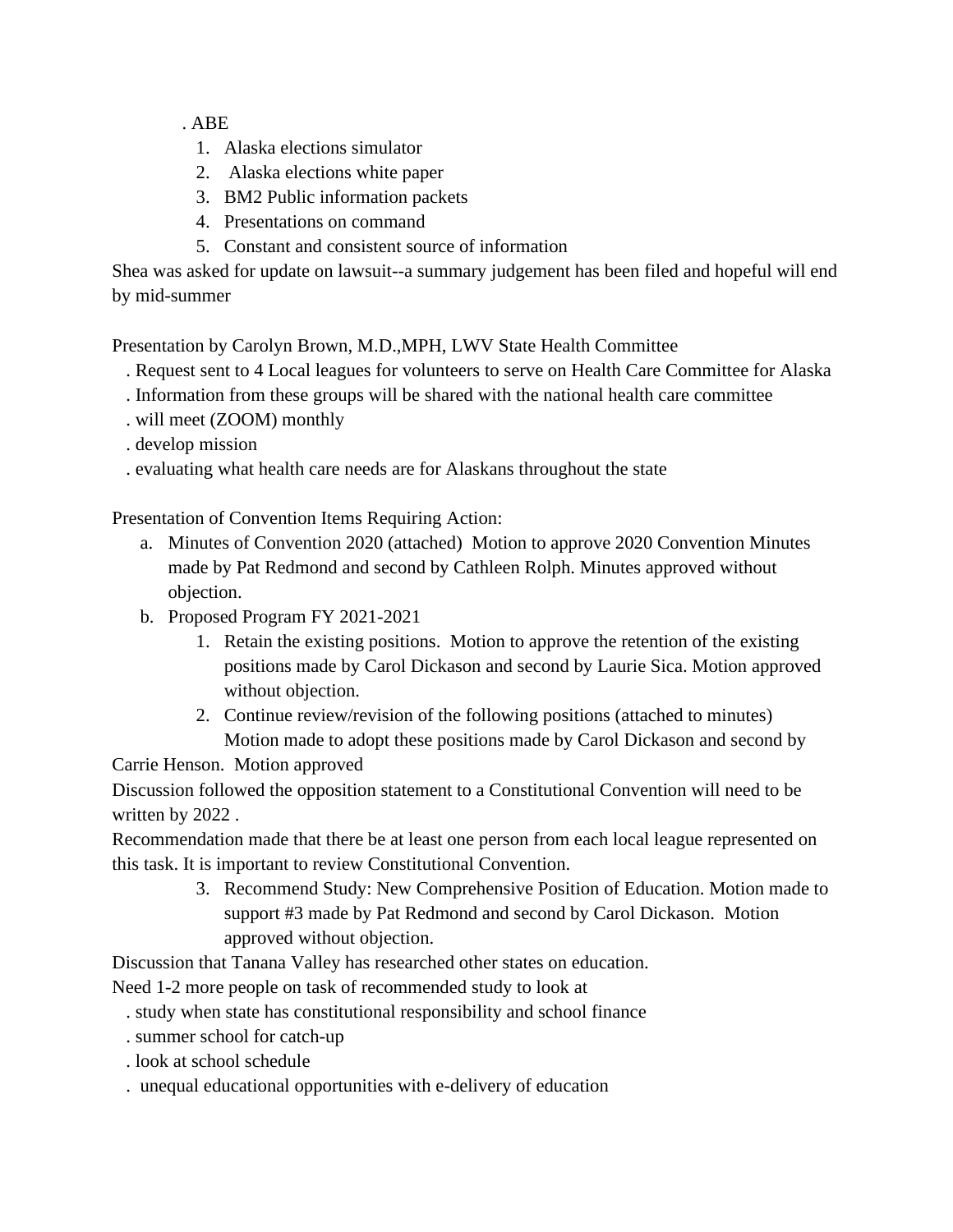. ABE

1. Alaska elections simulator
2. Alaska elections white paper
3. BM2 Public information packets
4. Presentations on command
5. Constant and consistent source of information

Shea was asked for update on lawsuit--a summary judgement has been filed and hopeful will end by mid-summer

Presentation by Carolyn Brown, M.D.,MPH, LWV State Health Committee

. Request sent to 4 Local leagues for volunteers to serve on Health Care Committee for Alaska
. Information from these groups will be shared with the national health care committee
. will meet (ZOOM) monthly
. develop mission
. evaluating what health care needs are for Alaskans throughout the state

Presentation of Convention Items Requiring Action:

a. Minutes of Convention 2020 (attached) Motion to approve 2020 Convention Minutes made by Pat Redmond and second by Cathleen Rolph. Minutes approved without objection.
b. Proposed Program FY 2021-2021
   1. Retain the existing positions. Motion to approve the retention of the existing positions made by Carol Dickason and second by Laurie Sica. Motion approved without objection.
   2. Continue review/revision of the following positions (attached to minutes) Motion made to adopt these positions made by Carol Dickason and second by

Carrie Henson. Motion approved

Discussion followed the opposition statement to a Constitutional Convention will need to be written by 2022 .

Recommendation made that there be at least one person from each local league represented on this task. It is important to review Constitutional Convention.

3. Recommend Study: New Comprehensive Position of Education. Motion made to support #3 made by Pat Redmond and second by Carol Dickason. Motion approved without objection.

Discussion that Tanana Valley has researched other states on education.

Need 1-2 more people on task of recommended study to look at

. study when state has constitutional responsibility and school finance
. summer school for catch-up
. look at school schedule
. unequal educational opportunities with e-delivery of education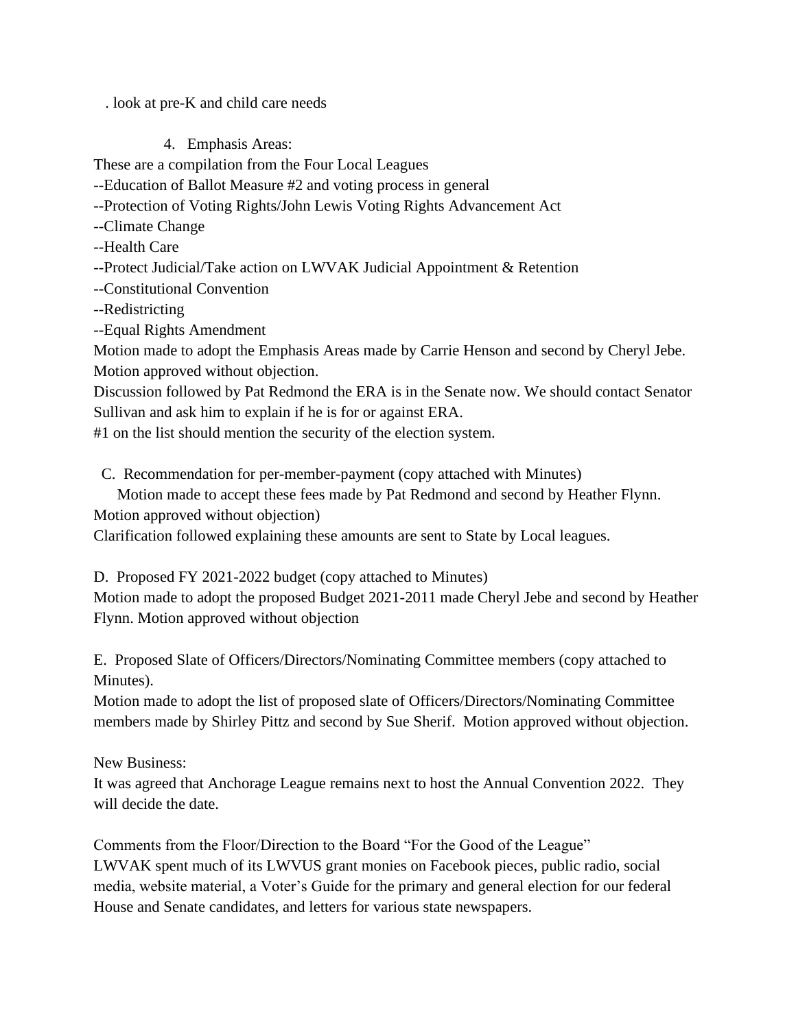. look at pre-K and child care needs

4. Emphasis Areas:

These are a compilation from the Four Local Leagues

--Education of Ballot Measure #2 and voting process in general
--Protection of Voting Rights/John Lewis Voting Rights Advancement Act
--Climate Change
--Health Care
--Protect Judicial/Take action on LWVAK Judicial Appointment & Retention
--Constitutional Convention
--Redistricting
--Equal Rights Amendment

Motion made to adopt the Emphasis Areas made by Carrie Henson and second by Cheryl Jebe. Motion approved without objection.

Discussion followed by Pat Redmond the ERA is in the Senate now. We should contact Senator Sullivan and ask him to explain if he is for or against ERA.

#1 on the list should mention the security of the election system.

C. Recommendation for per-member-payment (copy attached with Minutes)

Motion made to accept these fees made by Pat Redmond and second by Heather Flynn. Motion approved without objection)

Clarification followed explaining these amounts are sent to State by Local leagues.

D. Proposed FY 2021-2022 budget (copy attached to Minutes)

Motion made to adopt the proposed Budget 2021-2011 made Cheryl Jebe and second by Heather Flynn. Motion approved without objection

E. Proposed Slate of Officers/Directors/Nominating Committee members (copy attached to Minutes).

Motion made to adopt the list of proposed slate of Officers/Directors/Nominating Committee members made by Shirley Pittz and second by Sue Sherif. Motion approved without objection.

New Business:

It was agreed that Anchorage League remains next to host the Annual Convention 2022. They will decide the date.

Comments from the Floor/Direction to the Board "For the Good of the League"

LWVAK spent much of its LWVUS grant monies on Facebook pieces, public radio, social media, website material, a Voter's Guide for the primary and general election for our federal House and Senate candidates, and letters for various state newspapers.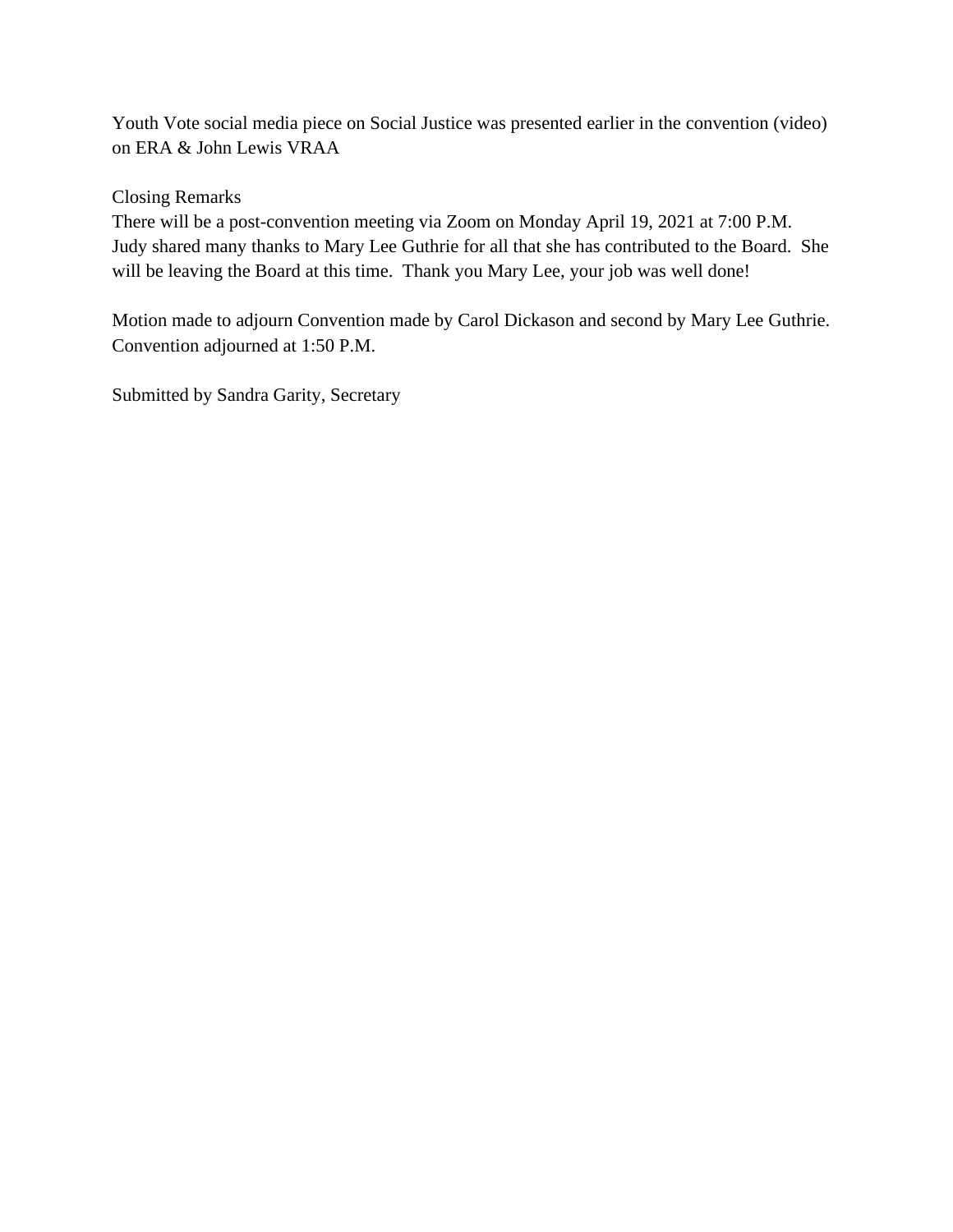Youth Vote social media piece on Social Justice was presented earlier in the convention (video) on ERA & John Lewis VRAA

Closing Remarks
There will be a post-convention meeting via Zoom on Monday April 19, 2021 at 7:00 P.M. Judy shared many thanks to Mary Lee Guthrie for all that she has contributed to the Board. She will be leaving the Board at this time. Thank you Mary Lee, your job was well done!

Motion made to adjourn Convention made by Carol Dickason and second by Mary Lee Guthrie. Convention adjourned at 1:50 P.M.

Submitted by Sandra Garity, Secretary